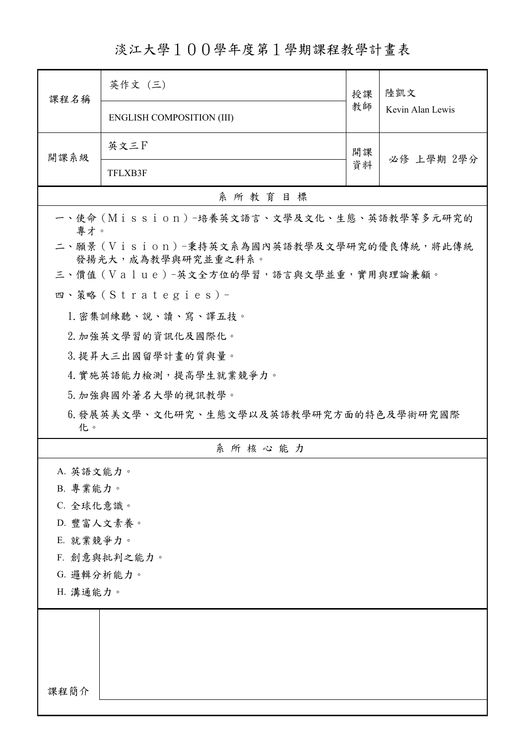# 淡江大學１００學年度第１學期課程教學計畫表

| 課程名稱 | 英作文 (三) | 授課教師 | 陸凱文 |
|---|---|---|---|
| | ENGLISH COMPOSITION (III) | | Kevin Alan Lewis |
| 開課系級 | 英文三Ｆ | 開課資料 | 必修 上學期 2學分 |
| | TFLXB3F | | |

## 系 所 教 育 目 標

一、使命（Ｍｉｓｓｉｏｎ）-培養英文語言、文學及文化、生態、英語教學等多元研究的專才。

二、願景（Ｖｉｓｉｏｎ）-秉持英文系為國內英語教學及文學研究的優良傳統，將此傳統發揚光大，成為教學與研究並重之科系。

三、價值（Ｖａｌｕｅ）-英文全方位的學習，語言與文學並重，實用與理論兼顧。

四、策略（Ｓｔｒａｔｅｇｉｅｓ）-

1. 密集訓練聽、說、讀、寫、譯五技。
2. 加強英文學習的資訊化及國際化。
3. 提昇大三出國留學計畫的質與量。
4. 實施英語能力檢測，提高學生就業競爭力。
5. 加強與國外著名大學的視訊教學。
6. 發展英美文學、文化研究、生態文學以及英語教學研究方面的特色及學術研究國際化。

## 系 所 核 心 能 力

A. 英語文能力。
B. 專業能力。
C. 全球化意識。
D. 豐富人文素養。
E. 就業競爭力。
F. 創意與批判之能力。
G. 邏輯分析能力。
H. 溝通能力。

| 課程簡介 | |
|---|---|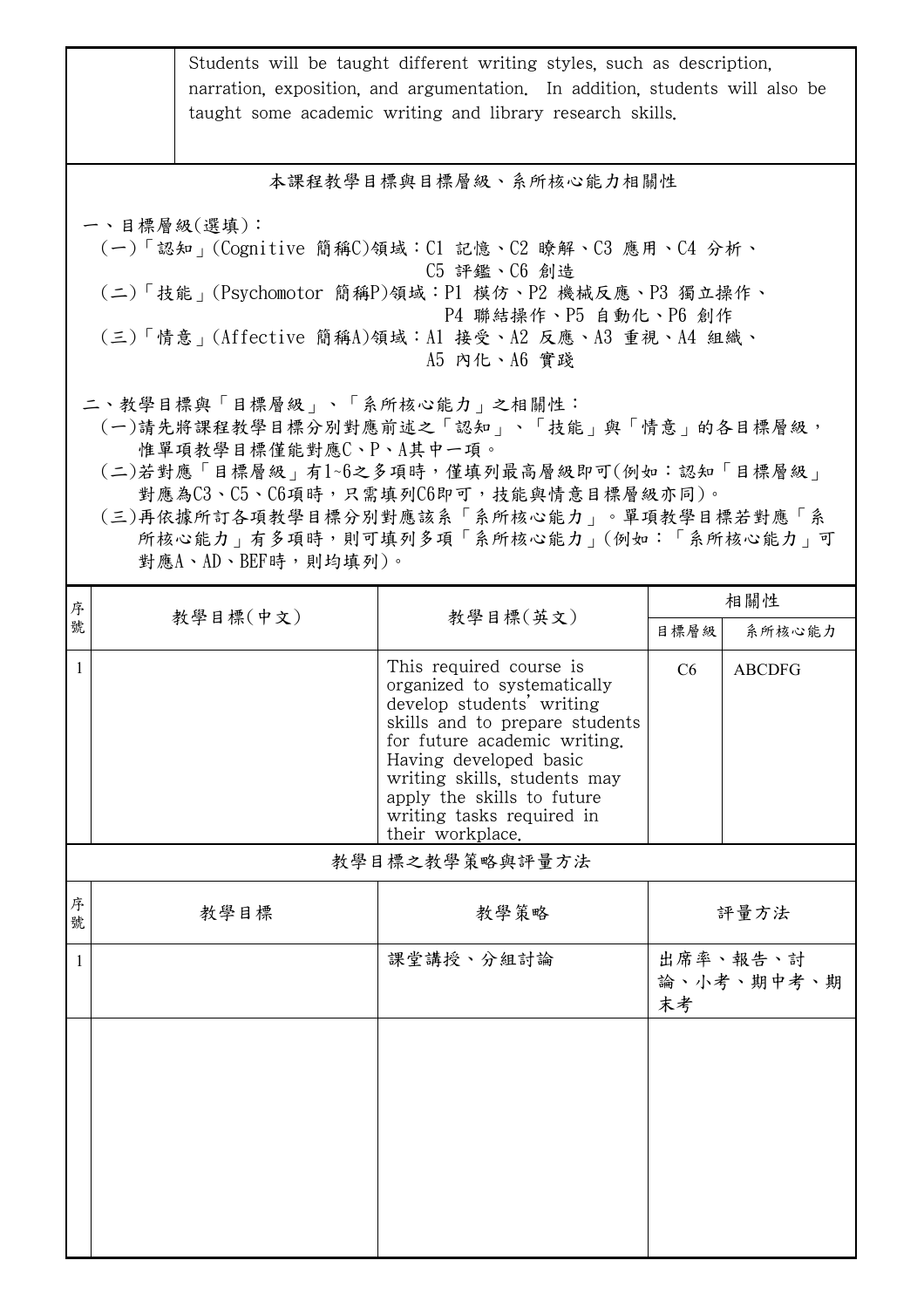| | Students will be taught different writing styles, such as description, narration, exposition, and argumentation. In addition, students will also be taught some academic writing and library research skills. |
|---|---|

## 本課程教學目標與目標層級、系所核心能力相關性

一、目標層級(選填)：

(一)「認知」(Cognitive 簡稱C)領域：C1 記憶、C2 瞭解、C3 應用、C4 分析、C5 評鑑、C6 創造

(二)「技能」(Psychomotor 簡稱P)領域：P1 模仿、P2 機械反應、P3 獨立操作、P4 聯結操作、P5 自動化、P6 創作

(三)「情意」(Affective 簡稱A)領域：A1 接受、A2 反應、A3 重視、A4 組織、A5 內化、A6 實踐

二、教學目標與「目標層級」、「系所核心能力」之相關性：

(一)請先將課程教學目標分別對應前述之「認知」、「技能」與「情意」的各目標層級，惟單項教學目標僅能對應C、P、A其中一項。

(二)若對應「目標層級」有1~6之多項時，僅填列最高層級即可(例如：認知「目標層級」對應為C3、C5、C6項時，只需填列C6即可，技能與情意目標層級亦同)。

(三)再依據所訂各項教學目標分別對應該系「系所核心能力」。單項教學目標若對應「系所核心能力」有多項時，則可填列多項「系所核心能力」(例如：「系所核心能力」可對應A、AD、BEF時，則均填列)。

| 序號 | 教學目標(中文) | 教學目標(英文) | 相關性 | |
|---|---|---|---|---|
| | | | 目標層級 | 系所核心能力 |
| 1 | | This required course is organized to systematically develop students' writing skills and to prepare students for future academic writing. Having developed basic writing skills, students may apply the skills to future writing tasks required in their workplace. | C6 | ABCDFG |

## 教學目標之教學策略與評量方法

| 序號 | 教學目標 | 教學策略 | 評量方法 |
|---|---|---|---|
| 1 | | 課堂講授、分組討論 | 出席率、報告、討論、小考、期中考、期末考 |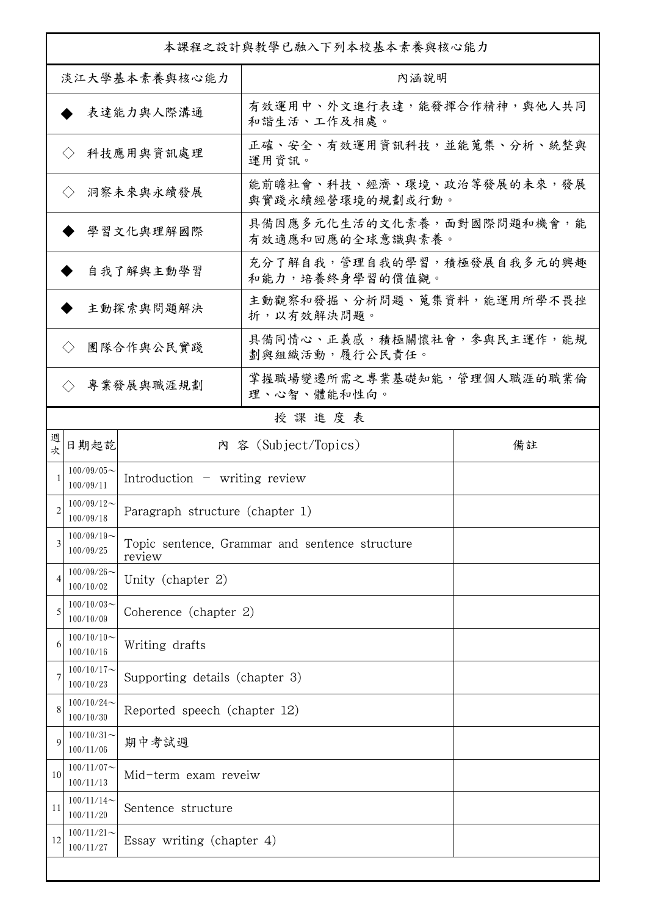| 本課程之設計與教學已融入下列本校基本素養與核心能力 | |
|---|---|
| 淡江大學基本素養與核心能力 | 內涵說明 |
| ◆ 表達能力與人際溝通 | 有效運用中、外文進行表達，能發揮合作精神，與他人共同和諧生活、工作及相處。 |
| ◇ 科技應用與資訊處理 | 正確、安全、有效運用資訊科技，並能蒐集、分析、統整與運用資訊。 |
| ◇ 洞察未來與永續發展 | 能前瞻社會、科技、經濟、環境、政治等發展的未來，發展與實踐永續經營環境的規劃或行動。 |
| ◆ 學習文化與理解國際 | 具備因應多元化生活的文化素養，面對國際問題和機會，能有效適應和回應的全球意識與素養。 |
| ◆ 自我了解與主動學習 | 充分了解自我，管理自我的學習，積極發展自我多元的興趣和能力，培養終身學習的價值觀。 |
| ◆ 主動探索與問題解決 | 主動觀察和發掘、分析問題、蒐集資料，能運用所學不畏挫折，以有效解決問題。 |
| ◇ 團隊合作與公民實踐 | 具備同情心、正義感，積極關懷社會，參與民主運作，能規劃與組織活動，履行公民責任。 |
| ◇ 專業發展與職涯規劃 | 掌握職場變遷所需之專業基礎知能，管理個人職涯的職業倫理、心智、體能和性向。 |

授 課 進 度 表

| 週次 | 日期起訖 | 內 容 (Subject/Topics) | 備註 |
|---|---|---|---|
| 1 | 100/09/05～100/09/11 | Introduction - writing review | |
| 2 | 100/09/12～100/09/18 | Paragraph structure (chapter 1) | |
| 3 | 100/09/19～100/09/25 | Topic sentence. Grammar and sentence structure review | |
| 4 | 100/09/26～100/10/02 | Unity (chapter 2) | |
| 5 | 100/10/03～100/10/09 | Coherence (chapter 2) | |
| 6 | 100/10/10～100/10/16 | Writing drafts | |
| 7 | 100/10/17～100/10/23 | Supporting details (chapter 3) | |
| 8 | 100/10/24～100/10/30 | Reported speech (chapter 12) | |
| 9 | 100/10/31～100/11/06 | 期中考試週 | |
| 10 | 100/11/07～100/11/13 | Mid-term exam reveiw | |
| 11 | 100/11/14～100/11/20 | Sentence structure | |
| 12 | 100/11/21～100/11/27 | Essay writing (chapter 4) | |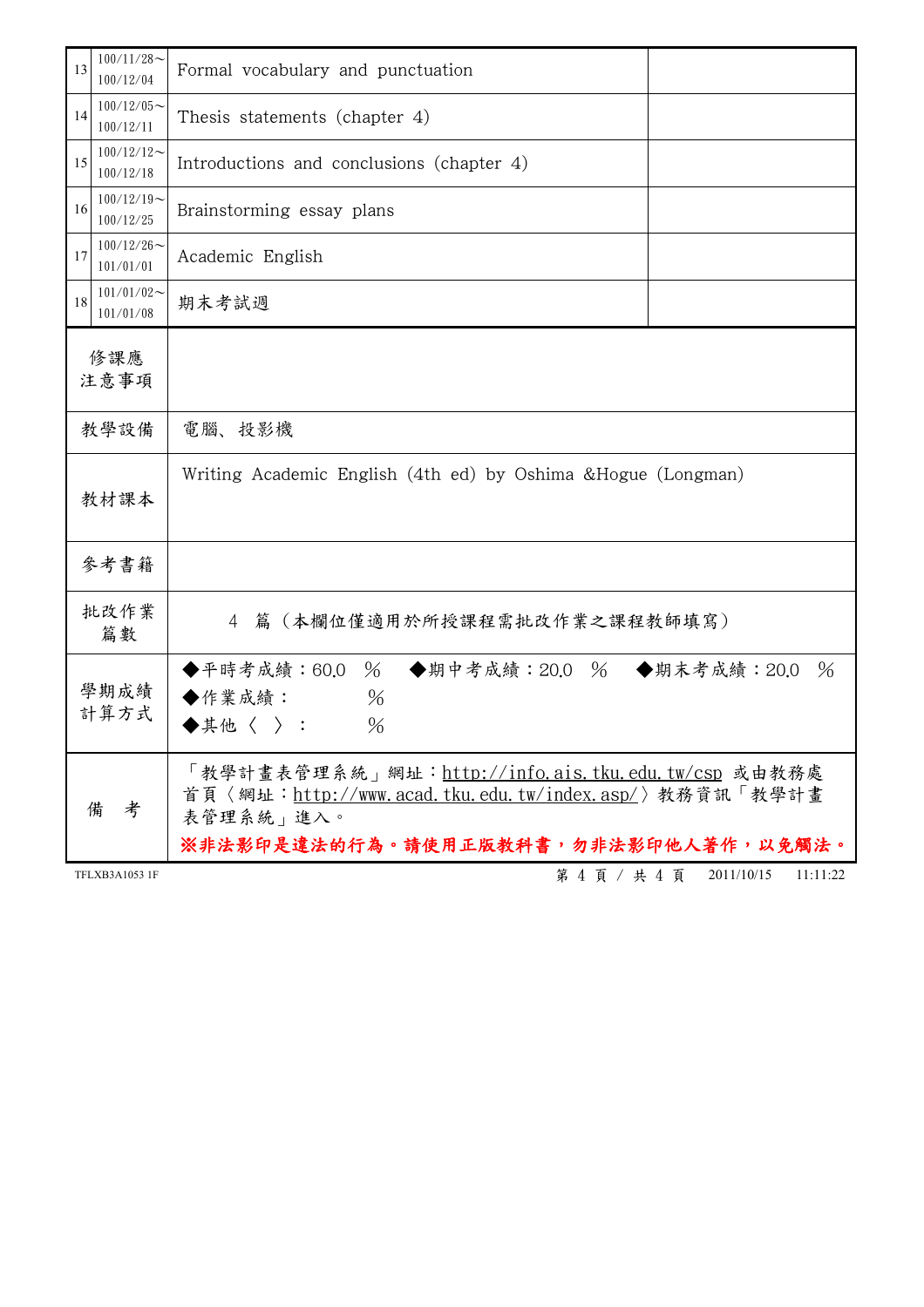| | | | |
|---|---|---|---|
| 13 | 100/11/28～100/12/04 | Formal vocabulary and punctuation | |
| 14 | 100/12/05～100/12/11 | Thesis statements (chapter 4) | |
| 15 | 100/12/12～100/12/18 | Introductions and conclusions (chapter 4) | |
| 16 | 100/12/19～100/12/25 | Brainstorming essay plans | |
| 17 | 100/12/26～101/01/01 | Academic English | |
| 18 | 101/01/02～101/01/08 | 期末考試週 | |

| | |
|---|---|
| 修課應注意事項 | |
| 教學設備 | 電腦、投影機 |
| 教材課本 | Writing Academic English (4th ed) by Oshima &Hogue (Longman) |
| 參考書籍 | |
| 批改作業篇數 | 4 篇（本欄位僅適用於所授課程需批改作業之課程教師填寫） |
| 學期成績計算方式 | ◆平時考成績：60.0 % ◆期中考成績：20.0 % ◆期末考成績：20.0 %<br>◆作業成績： %<br>◆其他〈 〉： % |
| 備　考 | 「教學計畫表管理系統」網址：http://info.ais.tku.edu.tw/csp 或由教務處首頁〈網址：http://www.acad.tku.edu.tw/index.asp/〉教務資訊「教學計畫表管理系統」進入。<br>**※非法影印是違法的行為。請使用正版教科書，勿非法影印他人著作，以免觸法。** |

TFLXB3A1053 1F　　2011/10/15　11:11:22